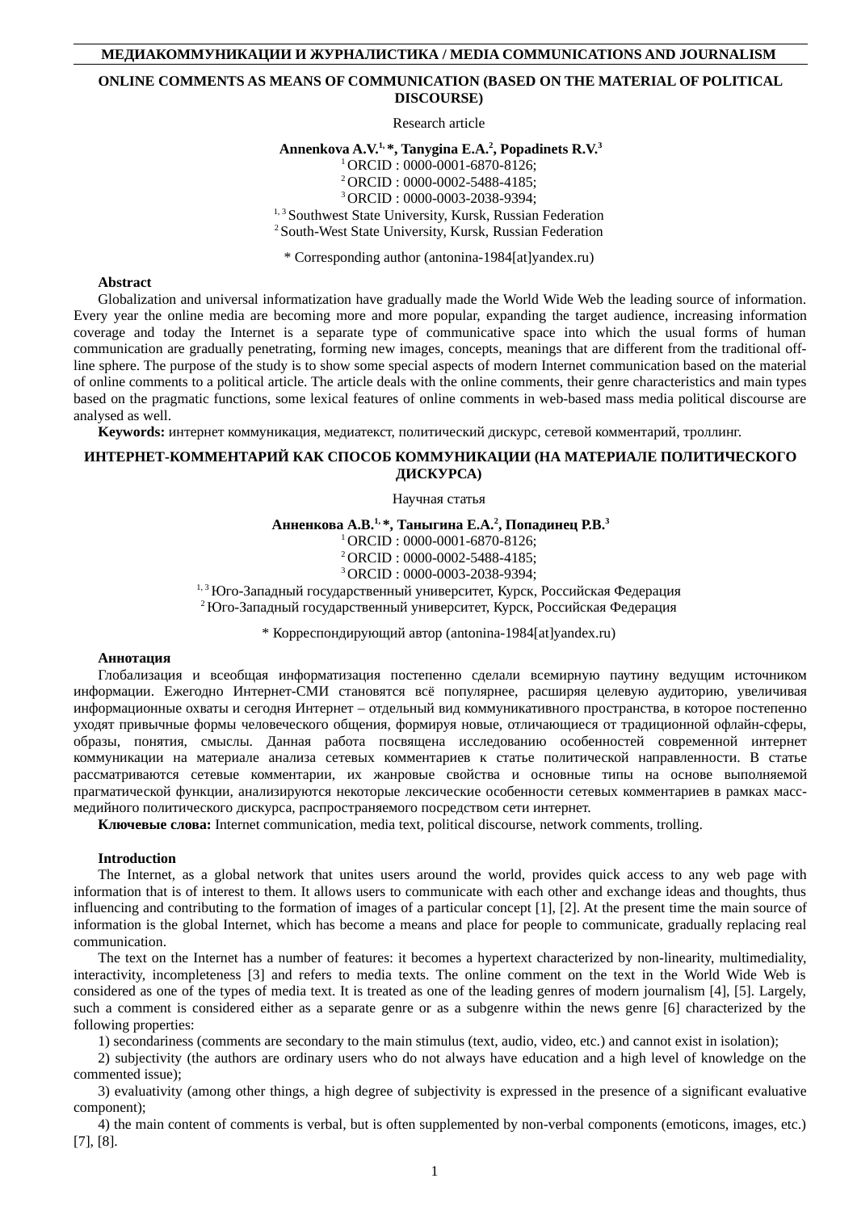**МЕДИАКОММУНИКАЦИИ И ЖУРНАЛИСТИКА / MEDIA COMMUNICATIONS AND JOURNALISM**

# ONLINE COMMENTS AS MEANS OF COMMUNICATION (BASED ON THE MATERIAL OF POLITICAL DISCOURSE)

Research article

**Annenkova A.V.[1,] *, Tanygina E.A.[2], Popadinets R.V.[3]**

[1] ORCID : 0000-0001-6870-8126;
[2] ORCID : 0000-0002-5488-4185;
[3] ORCID : 0000-0003-2038-9394;
[1, 3] Southwest State University, Kursk, Russian Federation
[2] South-West State University, Kursk, Russian Federation

* Corresponding author (antonina-1984[at]yandex.ru)

**Abstract**

Globalization and universal informatization have gradually made the World Wide Web the leading source of information. Every year the online media are becoming more and more popular, expanding the target audience, increasing information coverage and today the Internet is a separate type of communicative space into which the usual forms of human communication are gradually penetrating, forming new images, concepts, meanings that are different from the traditional off-line sphere. The purpose of the study is to show some special aspects of modern Internet communication based on the material of online comments to a political article. The article deals with the online comments, their genre characteristics and main types based on the pragmatic functions, some lexical features of online comments in web-based mass media political discourse are analysed as well.

**Keywords:** интернет коммуникация, медиатекст, политический дискурс, сетевой комментарий, троллинг.

# ИНТЕРНЕТ-КОММЕНТАРИЙ КАК СПОСОБ КОММУНИКАЦИИ (НА МАТЕРИАЛЕ ПОЛИТИЧЕСКОГО ДИСКУРСА)

Научная статья

**Анненкова А.В.[1,] *, Таныгина Е.А.[2], Попадинец Р.В.[3]**

[1] ORCID : 0000-0001-6870-8126;
[2] ORCID : 0000-0002-5488-4185;
[3] ORCID : 0000-0003-2038-9394;
[1, 3] Юго-Западный государственный университет, Курск, Российская Федерация
[2] Юго-Западный государственный университет, Курск, Российская Федерация

* Корреспондирующий автор (antonina-1984[at]yandex.ru)

**Аннотация**

Глобализация и всеобщая информатизация постепенно сделали всемирную паутину ведущим источником информации. Ежегодно Интернет-СМИ становятся всё популярнее, расширяя целевую аудиторию, увеличивая информационные охваты и сегодня Интернет – отдельный вид коммуникативного пространства, в которое постепенно уходят привычные формы человеческого общения, формируя новые, отличающиеся от традиционной офлайн-сферы, образы, понятия, смыслы. Данная работа посвящена исследованию особенностей современной интернет коммуникации на материале анализа сетевых комментариев к статье политической направленности. В статье рассматриваются сетевые комментарии, их жанровые свойства и основные типы на основе выполняемой прагматической функции, анализируются некоторые лексические особенности сетевых комментариев в рамках масс-медийного политического дискурса, распространяемого посредством сети интернет.

**Ключевые слова:** Internet communication, media text, political discourse, network comments, trolling.

## Introduction

The Internet, as a global network that unites users around the world, provides quick access to any web page with information that is of interest to them. It allows users to communicate with each other and exchange ideas and thoughts, thus influencing and contributing to the formation of images of a particular concept [1], [2]. At the present time the main source of information is the global Internet, which has become a means and place for people to communicate, gradually replacing real communication.

The text on the Internet has a number of features: it becomes a hypertext characterized by non-linearity, multimediality, interactivity, incompleteness [3] and refers to media texts. The online comment on the text in the World Wide Web is considered as one of the types of media text. It is treated as one of the leading genres of modern journalism [4], [5]. Largely, such a comment is considered either as a separate genre or as a subgenre within the news genre [6] characterized by the following properties:

1) secondariness (comments are secondary to the main stimulus (text, audio, video, etc.) and cannot exist in isolation);

2) subjectivity (the authors are ordinary users who do not always have education and a high level of knowledge on the commented issue);

3) evaluativity (among other things, a high degree of subjectivity is expressed in the presence of a significant evaluative component);

4) the main content of comments is verbal, but is often supplemented by non-verbal components (emoticons, images, etc.) [7], [8].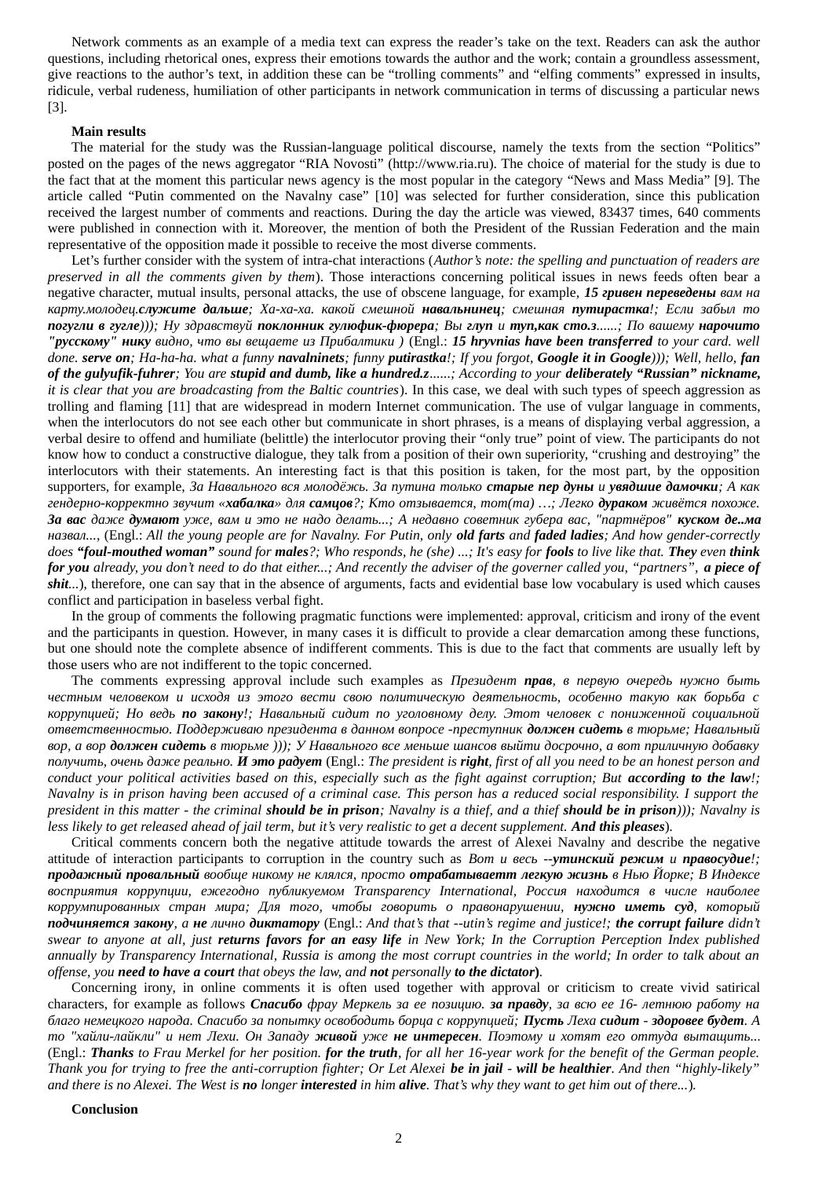Network comments as an example of a media text can express the reader's take on the text. Readers can ask the author questions, including rhetorical ones, express their emotions towards the author and the work; contain a groundless assessment, give reactions to the author's text, in addition these can be "trolling comments" and "elfing comments" expressed in insults, ridicule, verbal rudeness, humiliation of other participants in network communication in terms of discussing a particular news [3].

**Main results**

The material for the study was the Russian-language political discourse, namely the texts from the section "Politics" posted on the pages of the news aggregator "RIA Novosti" (http://www.ria.ru). The choice of material for the study is due to the fact that at the moment this particular news agency is the most popular in the category "News and Mass Media" [9]. The article called "Putin commented on the Navalny case" [10] was selected for further consideration, since this publication received the largest number of comments and reactions. During the day the article was viewed, 83437 times, 640 comments were published in connection with it. Moreover, the mention of both the President of the Russian Federation and the main representative of the opposition made it possible to receive the most diverse comments.

Let's further consider with the system of intra-chat interactions (*Author's note: the spelling and punctuation of readers are preserved in all the comments given by them*). Those interactions concerning political issues in news feeds often bear a negative character, mutual insults, personal attacks, the use of obscene language, for example, ***15 гривен переведены*** *вам на карту.молодец.**служите дальше**; Ха-ха-ха. какой смешной **навальнинец**; смешная **путирастка**!; Если забыл то **погугли в гугле**))); Ну здравствуй **поклонник гулюфик-фюрера**; Вы **глуп** и **туп,как сто.з**......; По вашему **нарочито "русскому" нику** видно, что вы вещаете из Прибалтики )* (Engl.: ***15 hryvnias have been transferred*** *to your card. well done. **serve on**; Ha-ha-ha. what a funny **navalninets**; funny **putirastka**!; If you forgot, **Google it in Google**))); Well, hello, **fan of the gulyufik-fuhrer**; You are **stupid and dumb, like a hundred.z**......; According to your **deliberately "Russian" nickname**, it is clear that you are broadcasting from the Baltic countries*). In this case, we deal with such types of speech aggression as trolling and flaming [11] that are widespread in modern Internet communication. The use of vulgar language in comments, when the interlocutors do not see each other but communicate in short phrases, is a means of displaying verbal aggression, a verbal desire to offend and humiliate (belittle) the interlocutor proving their "only true" point of view. The participants do not know how to conduct a constructive dialogue, they talk from a position of their own superiority, "crushing and destroying" the interlocutors with their statements. An interesting fact is that this position is taken, for the most part, by the opposition supporters, for example, *За Навального вся молодёжь. За путина только **старые пер дуны** и **увядшие дамочки**; А как гендерно-корректно звучит «**хабалка**» для **самцов**?; Кто отзывается, тот(та) …; Легко **дураком** живётся похоже. **За вас** даже **думают** уже, вам и это не надо делать...; А недавно советник губера вас, "партнёров" **куском де..ма** назвал...*, (Engl.: *All the young people are for Navalny. For Putin, only **old farts** and **faded ladies**; And how gender-correctly does **"foul-mouthed woman"** sound for **males**?; Who responds, he (she) ...; It's easy for **fools** to live like that. **They** even **think for you** already, you don't need to do that either...; And recently the adviser of the governer called you, "partners", **a piece of shit**...*), therefore, one can say that in the absence of arguments, facts and evidential base low vocabulary is used which causes conflict and participation in baseless verbal fight.

In the group of comments the following pragmatic functions were implemented: approval, criticism and irony of the event and the participants in question. However, in many cases it is difficult to provide a clear demarcation among these functions, but one should note the complete absence of indifferent comments. This is due to the fact that comments are usually left by those users who are not indifferent to the topic concerned.

The comments expressing approval include such examples as *Президент **прав**, в первую очередь нужно быть честным человеком и исходя из этого вести свою политическую деятельность, особенно такую как борьба с коррупцией; Но ведь **по закону**!; Навальный сидит по уголовному делу. Этот человек с пониженной социальной ответственностью. Поддерживаю президента в данном вопросе -преступник **должен сидеть** в тюрьме; Навальный вор, а вор **должен сидеть** в тюрьме ))); У Навального все меньше шансов выйти досрочно, а вот приличную добавку получить, очень даже реально. **И это радует*** (Engl.: *The president is **right**, first of all you need to be an honest person and conduct your political activities based on this, especially such as the fight against corruption; But **according to the law**!; Navalny is in prison having been accused of a criminal case. This person has a reduced social responsibility. I support the president in this matter - the criminal **should be in prison**; Navalny is a thief, and a thief **should be in prison**))); Navalny is less likely to get released ahead of jail term, but it's very realistic to get a decent supplement. **And this pleases***).

Critical comments concern both the negative attitude towards the arrest of Alexei Navalny and describe the negative attitude of interaction participants to corruption in the country such as *Вот и весь **--утинский режим** и **правосудие**!; **продажный провальный** вообще никому не клялся, просто **отрабатываетт легкую жизнь** в Нью Йорке; В Индексе восприятия коррупции, ежегодно публикуемом Transparency International, Россия находится в числе наиболее коррумпированных стран мира; Для того, чтобы говорить о правонарушении, **нужно иметь суд**, который **подчиняется закону**, а **не** лично **диктатору*** (Engl.: *And that's that **--utin's regime and justice**!; **the corrupt failure** didn't swear to anyone at all, just **returns favors for an easy life** in New York; In the Corruption Perception Index published annually by Transparency International, Russia is among the most corrupt countries in the world; In order to talk about an offense, you **need to have a court** that obeys the law, and **not** personally **to the dictator***).

Concerning irony, in online comments it is often used together with approval or criticism to create vivid satirical characters, for example as follows ***Спасибо** фрау Меркель за ее позицию. **за правду**, за всю ее 16- летнюю работу на благо немецкого народа. Спасибо за попытку освободить борца с коррупцией; **Пусть** Леха **сидит - здоровее будет**. А то "хайли-лайкли" и нет Лехи. Он Западу **живой** уже **не интересен**. Поэтому и хотят его оттуда вытащить...* (Engl.: ***Thanks** to Frau Merkel for her position. **for the truth**, for all her 16-year work for the benefit of the German people. Thank you for trying to free the anti-corruption fighter; Or Let Alexei **be in jail - will be healthier**. And then "highly-likely" and there is no Alexei. The West is **no** longer **interested** in him **alive**. That's why they want to get him out of there...*).

**Conclusion**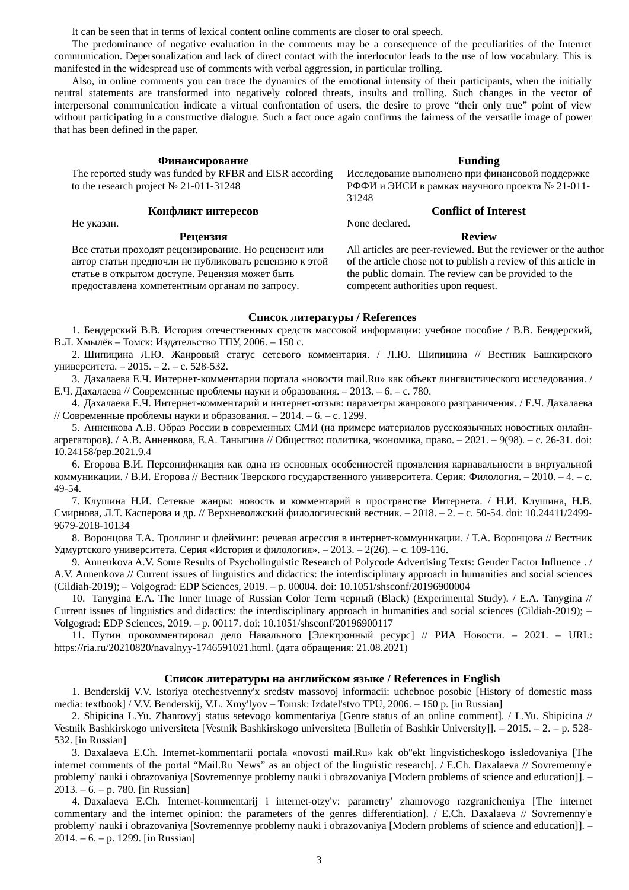It can be seen that in terms of lexical content online comments are closer to oral speech.

The predominance of negative evaluation in the comments may be a consequence of the peculiarities of the Internet communication. Depersonalization and lack of direct contact with the interlocutor leads to the use of low vocabulary. This is manifested in the widespread use of comments with verbal aggression, in particular trolling.

Also, in online comments you can trace the dynamics of the emotional intensity of their participants, when the initially neutral statements are transformed into negatively colored threats, insults and trolling. Such changes in the vector of interpersonal communication indicate a virtual confrontation of users, the desire to prove “their only true” point of view without participating in a constructive dialogue. Such a fact once again confirms the fairness of the versatile image of power that has been defined in the paper.

**Финансирование**

The reported study was funded by RFBR and EISR according to the research project № 21-011-31248

**Funding**

Исследование выполнено при финансовой поддержке РФФИ и ЭИСИ в рамках научного проекта № 21-011-31248

**Конфликт интересов**

Не указан.

**Conflict of Interest**

None declared.

**Рецензия**

Все статьи проходят рецензирование. Но рецензент или автор статьи предпочли не публиковать рецензию к этой статье в открытом доступе. Рецензия может быть предоставлена компетентным органам по запросу.

**Review**

All articles are peer-reviewed. But the reviewer or the author of the article chose not to publish a review of this article in the public domain. The review can be provided to the competent authorities upon request.

## Список литературы / References

1. Бендерский В.В. История отечественных средств массовой информации: учебное пособие / В.В. Бендерский, В.Л. Хмылёв – Томск: Издательство ТПУ, 2006. – 150 с.
2. Шипицина Л.Ю. Жанровый статус сетевого комментария. / Л.Ю. Шипицина // Вестник Башкирского университета. – 2015. – 2. – с. 528-532.
3. Дахалаева Е.Ч. Интернет-комментарии портала «новости mail.Ru» как объект лингвистического исследования. / Е.Ч. Дахалаева // Современные проблемы науки и образования. – 2013. – 6. – с. 780.
4. Дахалаева Е.Ч. Интернет-комментарий и интернет-отзыв: параметры жанрового разграничения. / Е.Ч. Дахалаева // Современные проблемы науки и образования. – 2014. – 6. – с. 1299.
5. Анненкова А.В. Образ России в современных СМИ (на примере материалов русскоязычных новостных онлайн-агрегаторов). / А.В. Анненкова, Е.А. Таныгина // Общество: политика, экономика, право. – 2021. – 9(98). – с. 26-31. doi: 10.24158/pep.2021.9.4
6. Егорова В.И. Персонификация как одна из основных особенностей проявления карнавальности в виртуальной коммуникации. / В.И. Егорова // Вестник Тверского государственного университета. Серия: Филология. – 2010. – 4. – с. 49-54.
7. Клушина Н.И. Сетевые жанры: новость и комментарий в пространстве Интернета. / Н.И. Клушина, Н.В. Смирнова, Л.Т. Касперова и др. // Верхневолжский филологический вестник. – 2018. – 2. – с. 50-54. doi: 10.24411/2499-9679-2018-10134
8. Воронцова Т.А. Троллинг и флейминг: речевая агрессия в интернет-коммуникации. / Т.А. Воронцова // Вестник Удмуртского университета. Серия «История и филология». – 2013. – 2(26). – с. 109-116.
9. Annenkova A.V. Some Results of Psycholinguistic Research of Polycode Advertising Texts: Gender Factor Influence . / A.V. Annenkova // Current issues of linguistics and didactics: the interdisciplinary approach in humanities and social sciences (Cildiah-2019); – Volgograd: EDP Sciences, 2019. – p. 00004. doi: 10.1051/shsconf/20196900004
10. Tanygina E.A. The Inner Image of Russian Color Term черный (Black) (Experimental Study). / E.A. Tanygina // Current issues of linguistics and didactics: the interdisciplinary approach in humanities and social sciences (Cildiah-2019); – Volgograd: EDP Sciences, 2019. – p. 00117. doi: 10.1051/shsconf/20196900117
11. Путин прокомментировал дело Навального [Электронный ресурс] // РИА Новости. – 2021. – URL: https://ria.ru/20210820/navalnyy-1746591021.html. (дата обращения: 21.08.2021)

## Список литературы на английском языке / References in English

1. Benderskij V.V. Istoriya otechestvenny'x sredstv massovoj informacii: uchebnoe posobie [History of domestic mass media: textbook] / V.V. Benderskij, V.L. Xmy'lyov – Tomsk: Izdatel'stvo TPU, 2006. – 150 p. [in Russian]
2. Shipicina L.Yu. Zhanrovy'j status setevogo kommentariya [Genre status of an online comment]. / L.Yu. Shipicina // Vestnik Bashkirskogo universiteta [Vestnik Bashkirskogo universiteta [Bulletin of Bashkir University]]. – 2015. – 2. – p. 528-532. [in Russian]
3. Daxalaeva E.Ch. Internet-kommentarii portala «novosti mail.Ru» kak ob"ekt lingvisticheskogo issledovaniya [The internet comments of the portal “Mail.Ru News” as an object of the linguistic research]. / E.Ch. Daxalaeva // Sovremenny'e problemy' nauki i obrazovaniya [Sovremennye problemy nauki i obrazovaniya [Modern problems of science and education]]. – 2013. – 6. – p. 780. [in Russian]
4. Daxalaeva E.Ch. Internet-kommentarij i internet-otzy'v: parametry' zhanrovogo razgranicheniya [The internet commentary and the internet opinion: the parameters of the genres differentiation]. / E.Ch. Daxalaeva // Sovremenny'e problemy' nauki i obrazovaniya [Sovremennye problemy nauki i obrazovaniya [Modern problems of science and education]]. – 2014. – 6. – p. 1299. [in Russian]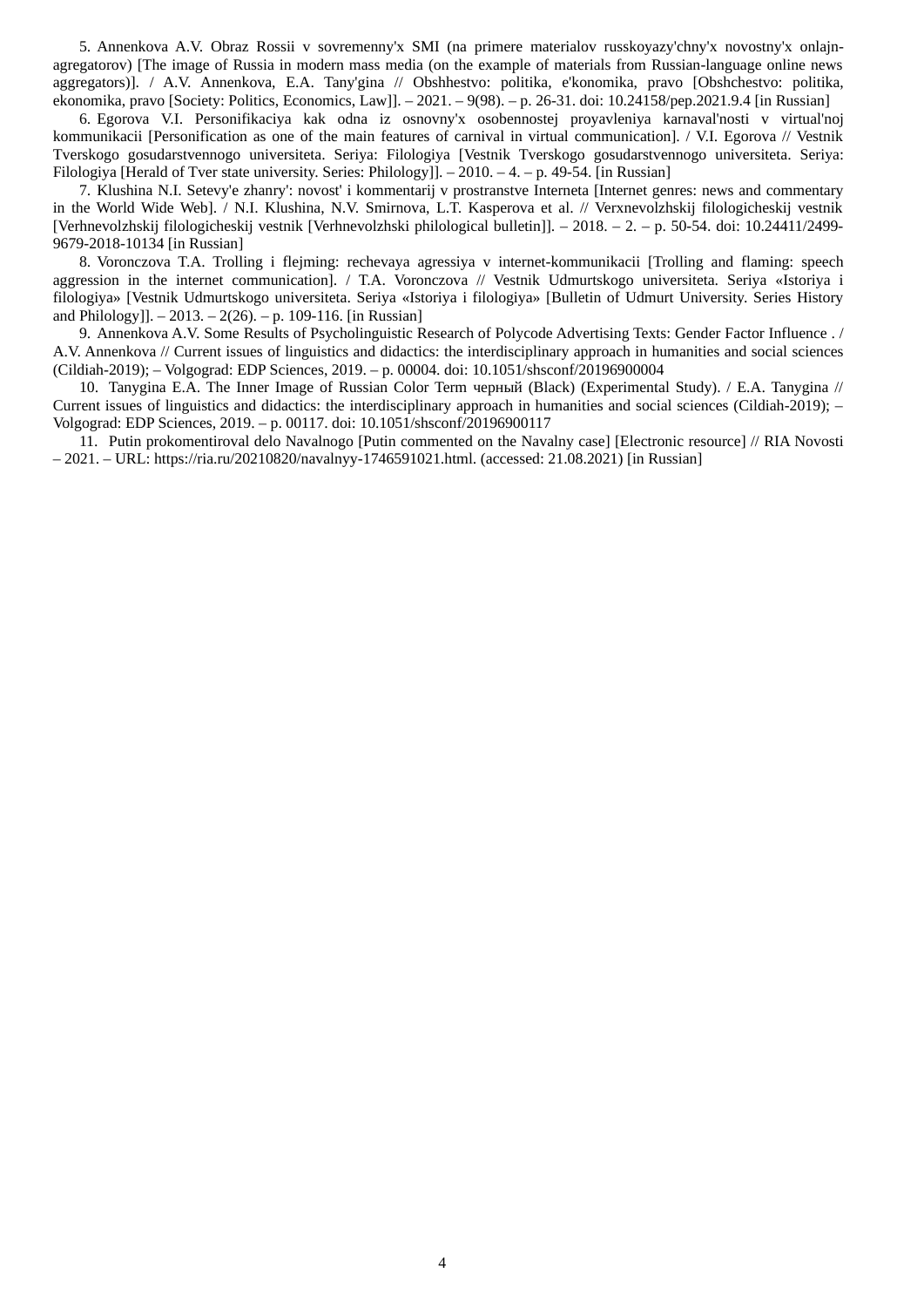5. Annenkova A.V. Obraz Rossii v sovremenny'x SMI (na primere materialov russkoyazy'chny'x novostny'x onlajn-agregatorov) [The image of Russia in modern mass media (on the example of materials from Russian-language online news aggregators)]. / A.V. Annenkova, E.A. Tany'gina // Obshhestvo: politika, e'konomika, pravo [Obshchestvo: politika, ekonomika, pravo [Society: Politics, Economics, Law]]. – 2021. – 9(98). – p. 26-31. doi: 10.24158/pep.2021.9.4 [in Russian]

6. Egorova V.I. Personifikaciya kak odna iz osnovny'x osobennostej proyavleniya karnaval'nosti v virtual'noj kommunikacii [Personification as one of the main features of carnival in virtual communication]. / V.I. Egorova // Vestnik Tverskogo gosudarstvennogo universiteta. Seriya: Filologiya [Vestnik Tverskogo gosudarstvennogo universiteta. Seriya: Filologiya [Herald of Tver state university. Series: Philology]]. – 2010. – 4. – p. 49-54. [in Russian]

7. Klushina N.I. Setevy'e zhanry': novost' i kommentarij v prostranstve Interneta [Internet genres: news and commentary in the World Wide Web]. / N.I. Klushina, N.V. Smirnova, L.T. Kasperova et al. // Verxnevolzhskij filologicheskij vestnik [Verhnevolzhskij filologicheskij vestnik [Verhnevolzhski philological bulletin]]. – 2018. – 2. – p. 50-54. doi: 10.24411/2499-9679-2018-10134 [in Russian]

8. Voronczova T.A. Trolling i flejming: rechevaya agressiya v internet-kommunikacii [Trolling and flaming: speech aggression in the internet communication]. / T.A. Voronczova // Vestnik Udmurtskogo universiteta. Seriya «Istoriya i filologiya» [Vestnik Udmurtskogo universiteta. Seriya «Istoriya i filologiya» [Bulletin of Udmurt University. Series History and Philology]]. – 2013. – 2(26). – p. 109-116. [in Russian]

9. Annenkova A.V. Some Results of Psycholinguistic Research of Polycode Advertising Texts: Gender Factor Influence . / A.V. Annenkova // Current issues of linguistics and didactics: the interdisciplinary approach in humanities and social sciences (Cildiah-2019); – Volgograd: EDP Sciences, 2019. – p. 00004. doi: 10.1051/shsconf/20196900004

10. Tanygina E.A. The Inner Image of Russian Color Term черный (Black) (Experimental Study). / E.A. Tanygina // Current issues of linguistics and didactics: the interdisciplinary approach in humanities and social sciences (Cildiah-2019); – Volgograd: EDP Sciences, 2019. – p. 00117. doi: 10.1051/shsconf/20196900117

11. Putin prokomentiroval delo Navalnogo [Putin commented on the Navalny case] [Electronic resource] // RIA Novosti – 2021. – URL: https://ria.ru/20210820/navalnyy-1746591021.html. (accessed: 21.08.2021) [in Russian]